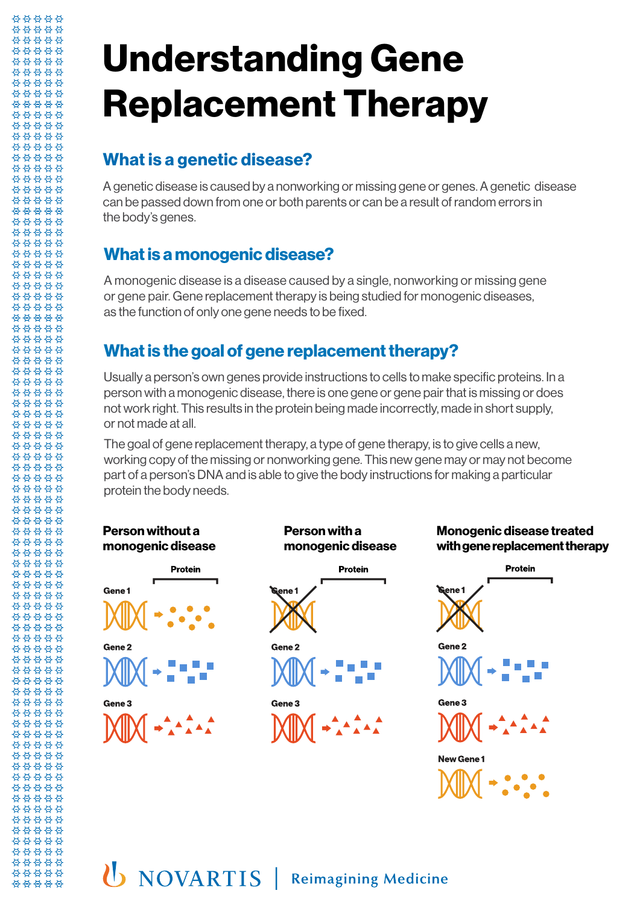# Understanding Gene Replacement Therapy

## What is a genetic disease?

A genetic disease is caused by a nonworking or missing gene or genes. A genetic disease can be passed down from one or both parents or can be a result of random errors in the body's genes.

## What is a monogenic disease?

A monogenic disease is a disease caused by a single, nonworking or missing gene or gene pair. Gene replacement therapy is being studied for monogenic diseases, as the function of only one gene needs to be fixed.

## What is the goal of gene replacement therapy?

Usually a person's own genes provide instructions to cells to make specific proteins. In a person with a monogenic disease, there is one gene or gene pair that is missing or does not work right. This results in the protein being made incorrectly, made in short supply, or not made at all.

The goal of gene replacement therapy, a type of gene therapy, is to give cells a new, working copy of the missing or nonworking gene. This new gene may or may not become part of a person's DNA and is able to give the body instructions for making a particular protein the body needs.

**Person without a monogenic disease**

Protein

Gene 1

Gene 2

Gene 3

**Person with a monogenic disease**

Protein

Gene 1

Gene 2

Gene 3

**Monogenic disease treated with gene replacement therapy**

Protein

Gene 1

Gene 2

Gene 3

New Gene 1

NOVARTIS | Reimagining Medicine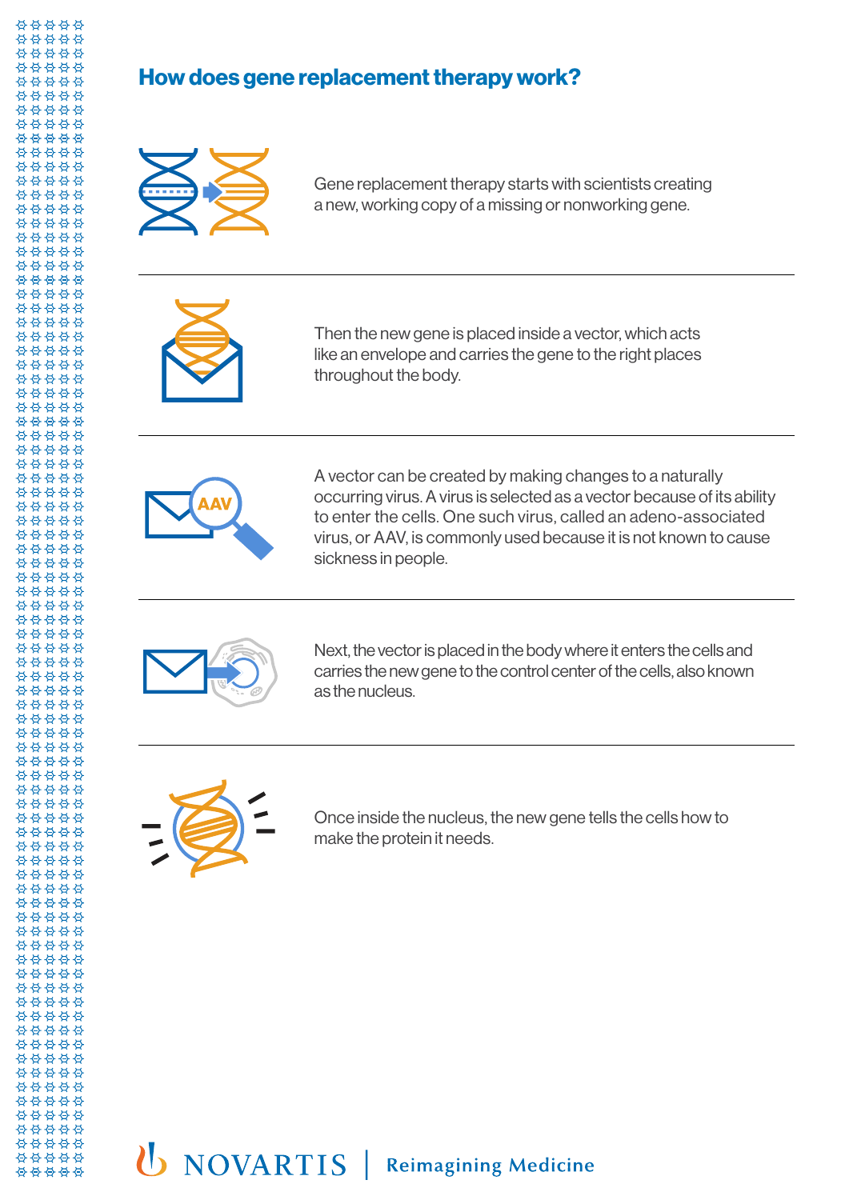## How does gene replacement therapy work?

Gene replacement therapy starts with scientists creating a new, working copy of a missing or nonworking gene.

---

Then the new gene is placed inside a vector, which acts like an envelope and carries the gene to the right places throughout the body.

---

A vector can be created by making changes to a naturally occurring virus. A virus is selected as a vector because of its ability to enter the cells. One such virus, called an adeno-associated virus, or AAV, is commonly used because it is not known to cause sickness in people.

---

Next, the vector is placed in the body where it enters the cells and carries the new gene to the control center of the cells, also known as the nucleus.

---

Once inside the nucleus, the new gene tells the cells how to make the protein it needs.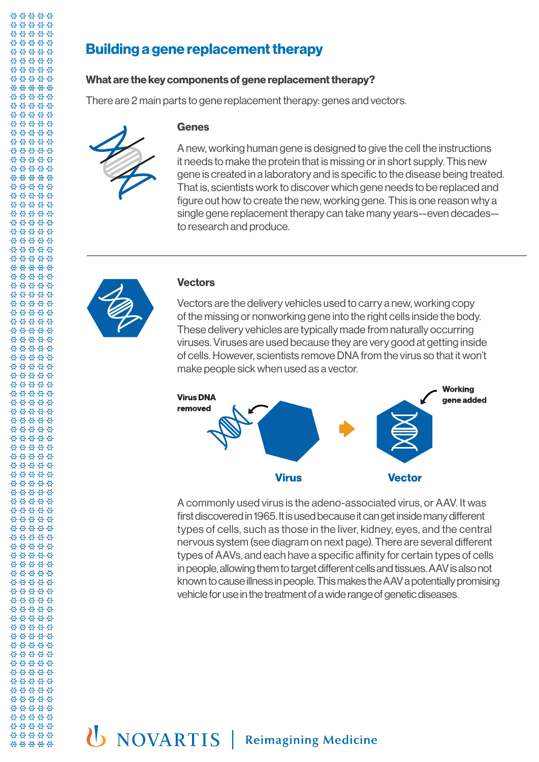# Building a gene replacement therapy

### What are the key components of gene replacement therapy?

There are 2 main parts to gene replacement therapy: genes and vectors.

### Genes

A new, working human gene is designed to give the cell the instructions it needs to make the protein that is missing or in short supply. This new gene is created in a laboratory and is specific to the disease being treated. That is, scientists work to discover which gene needs to be replaced and figure out how to create the new, working gene. This is one reason why a single gene replacement therapy can take many years—even decades—to research and produce.

---

### Vectors

Vectors are the delivery vehicles used to carry a new, working copy of the missing or nonworking gene into the right cells inside the body. These delivery vehicles are typically made from naturally occurring viruses. Viruses are used because they are very good at getting inside of cells. However, scientists remove DNA from the virus so that it won't make people sick when used as a vector.

**Virus DNA removed**

**Working gene added**

**Virus** → **Vector**

A commonly used virus is the adeno-associated virus, or AAV. It was first discovered in 1965. It is used because it can get inside many different types of cells, such as those in the liver, kidney, eyes, and the central nervous system (see diagram on next page). There are several different types of AAVs, and each have a specific affinity for certain types of cells in people, allowing them to target different cells and tissues. AAV is also not known to cause illness in people. This makes the AAV a potentially promising vehicle for use in the treatment of a wide range of genetic diseases.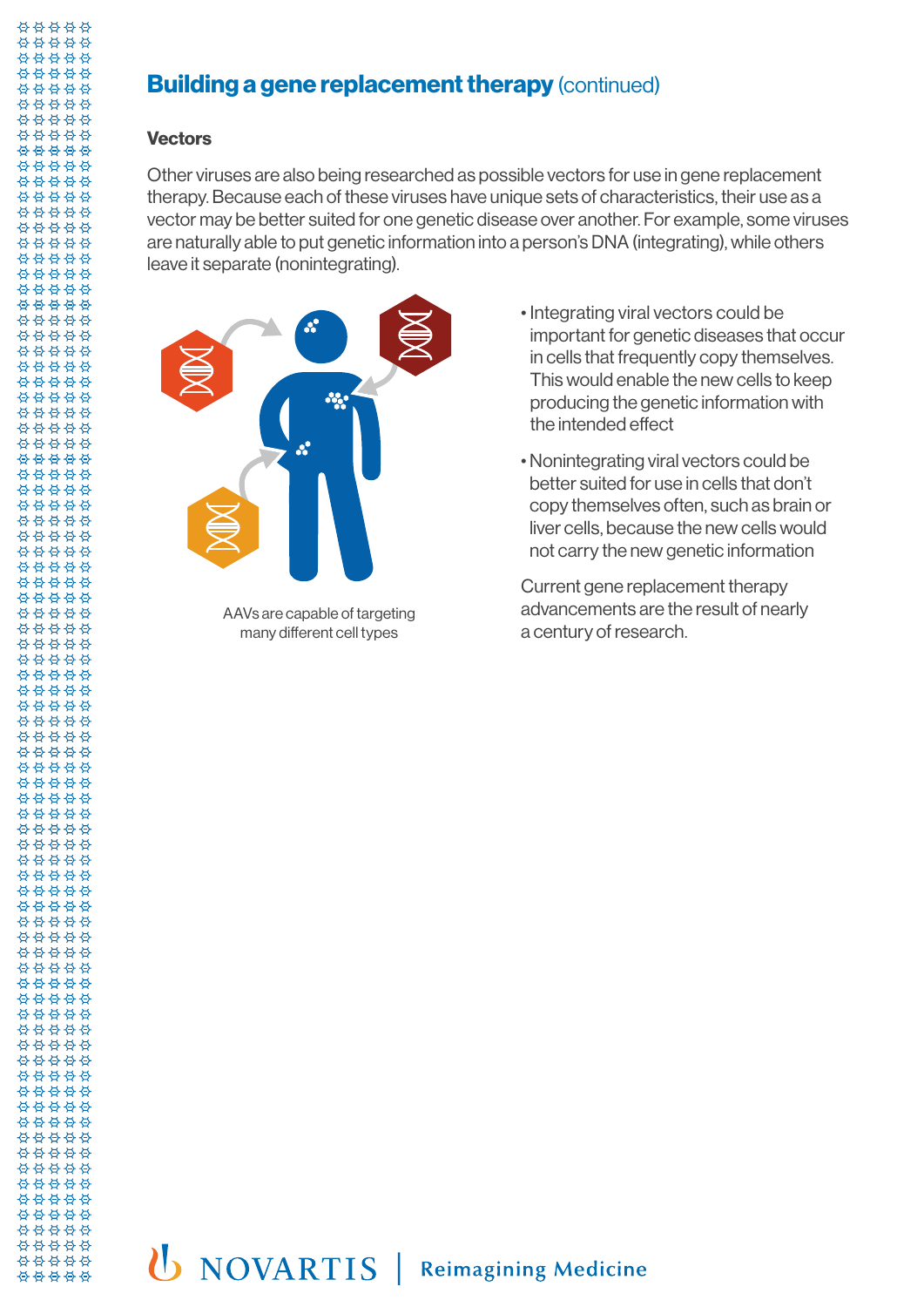## Building a gene replacement therapy (continued)

### Vectors

Other viruses are also being researched as possible vectors for use in gene replacement therapy. Because each of these viruses have unique sets of characteristics, their use as a vector may be better suited for one genetic disease over another. For example, some viruses are naturally able to put genetic information into a person's DNA (integrating), while others leave it separate (nonintegrating).

AAVs are capable of targeting many different cell types

- Integrating viral vectors could be important for genetic diseases that occur in cells that frequently copy themselves. This would enable the new cells to keep producing the genetic information with the intended effect
- Nonintegrating viral vectors could be better suited for use in cells that don't copy themselves often, such as brain or liver cells, because the new cells would not carry the new genetic information

Current gene replacement therapy advancements are the result of nearly a century of research.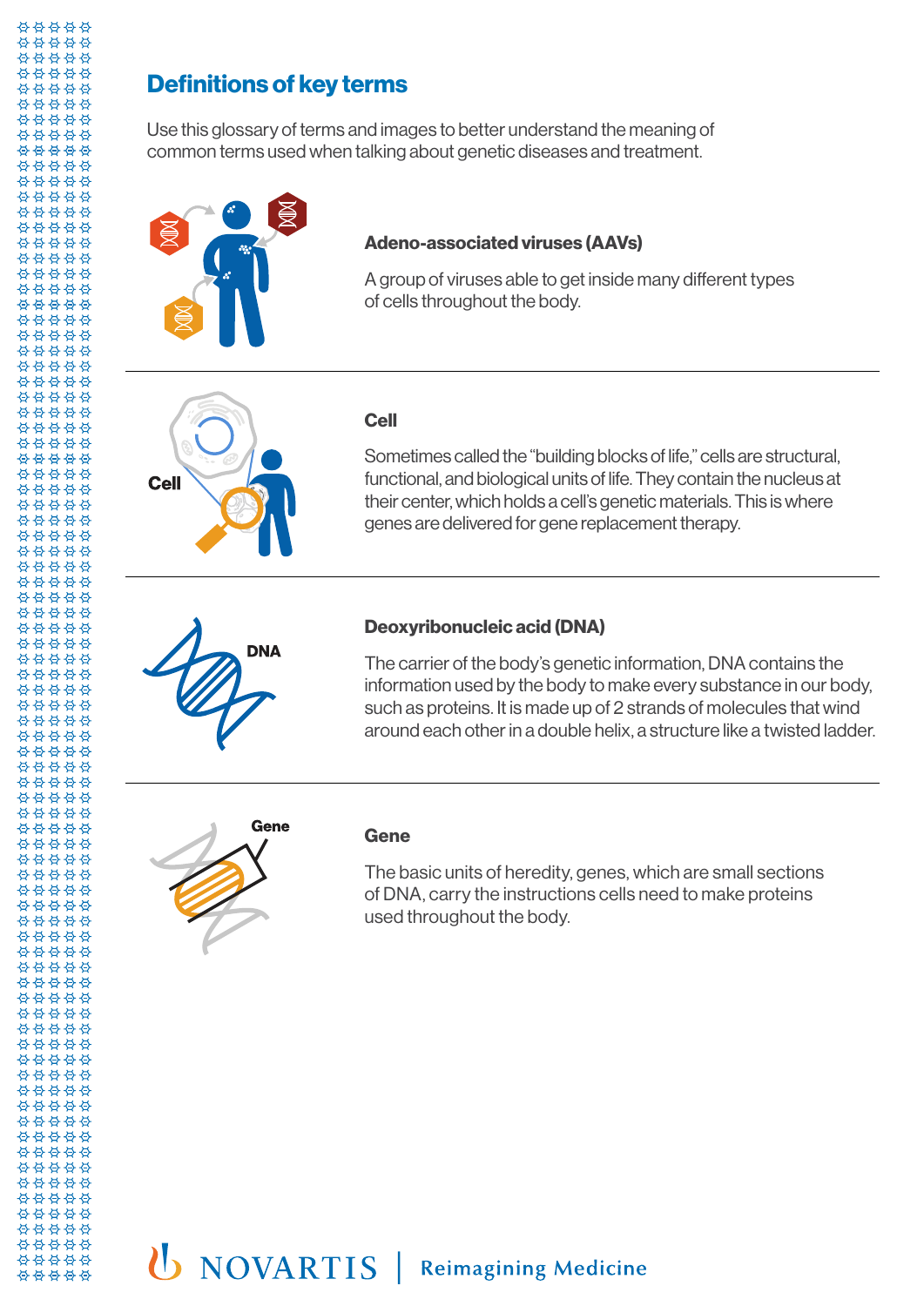## Definitions of key terms

Use this glossary of terms and images to better understand the meaning of common terms used when talking about genetic diseases and treatment.

### Adeno-associated viruses (AAVs)

A group of viruses able to get inside many different types of cells throughout the body.

### Cell

Sometimes called the "building blocks of life," cells are structural, functional, and biological units of life. They contain the nucleus at their center, which holds a cell's genetic materials. This is where genes are delivered for gene replacement therapy.

### Deoxyribonucleic acid (DNA)

The carrier of the body's genetic information, DNA contains the information used by the body to make every substance in our body, such as proteins. It is made up of 2 strands of molecules that wind around each other in a double helix, a structure like a twisted ladder.

### Gene

The basic units of heredity, genes, which are small sections of DNA, carry the instructions cells need to make proteins used throughout the body.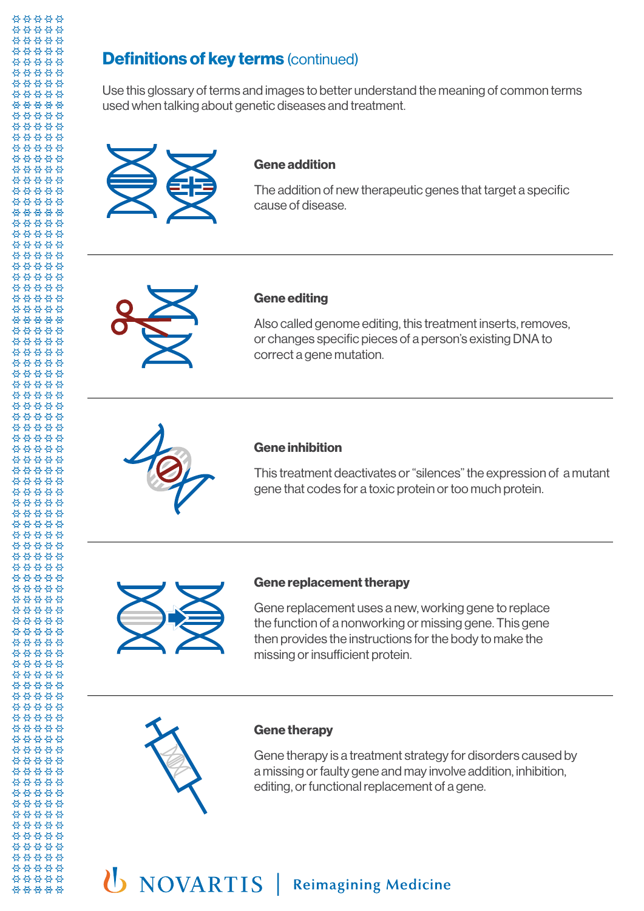## **Definitions of key terms** (continued)

Use this glossary of terms and images to better understand the meaning of common terms used when talking about genetic diseases and treatment.

**Gene addition**

The addition of new therapeutic genes that target a specific cause of disease.

**Gene editing**

Also called genome editing, this treatment inserts, removes, or changes specific pieces of a person's existing DNA to correct a gene mutation.

**Gene inhibition**

This treatment deactivates or "silences" the expression of a mutant gene that codes for a toxic protein or too much protein.

**Gene replacement therapy**

Gene replacement uses a new, working gene to replace the function of a nonworking or missing gene. This gene then provides the instructions for the body to make the missing or insufficient protein.

**Gene therapy**

Gene therapy is a treatment strategy for disorders caused by a missing or faulty gene and may involve addition, inhibition, editing, or functional replacement of a gene.

NOVARTIS | Reimagining Medicine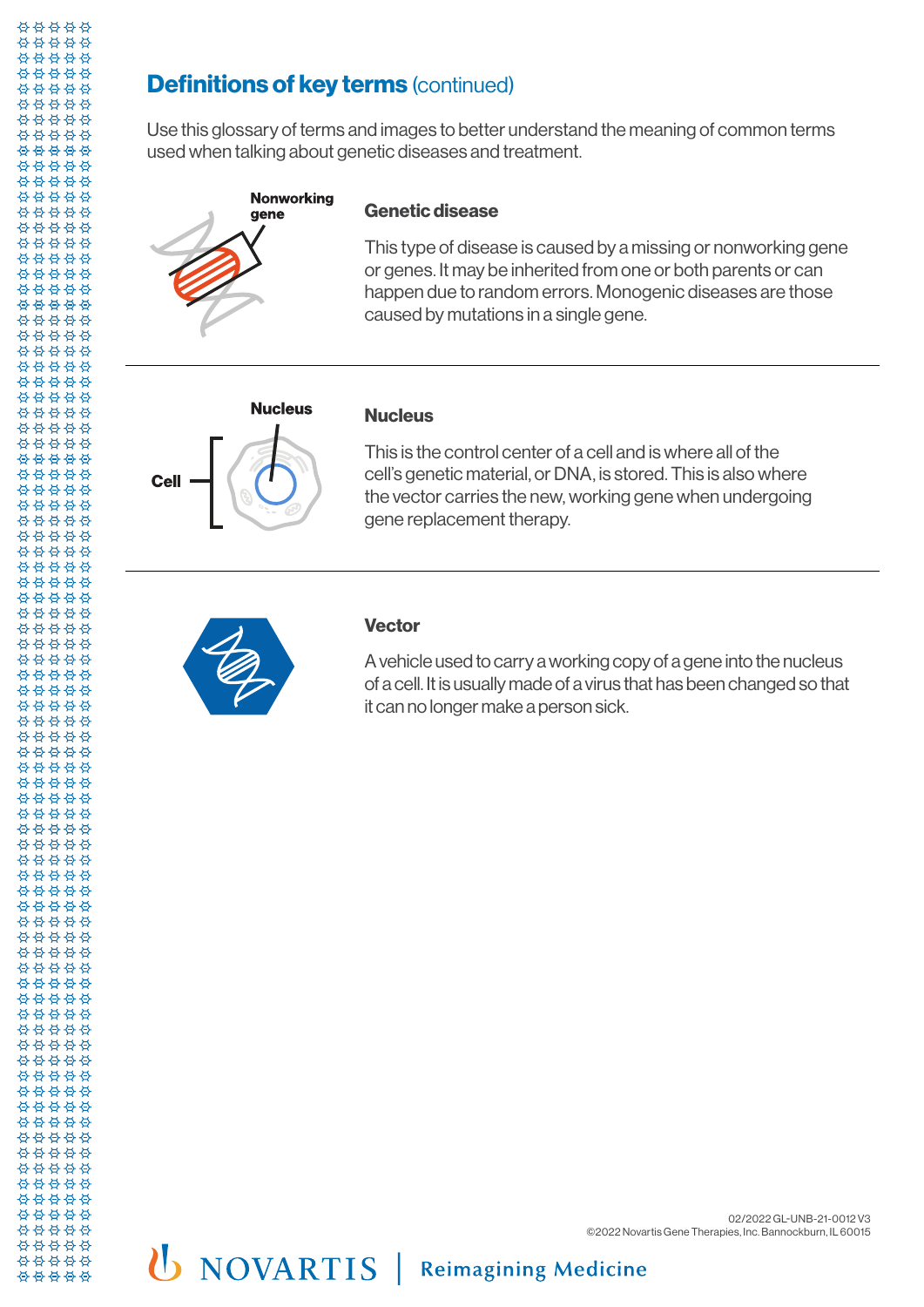## **Definitions of key terms** (continued)

Use this glossary of terms and images to better understand the meaning of common terms used when talking about genetic diseases and treatment.

Nonworking gene

### Genetic disease

This type of disease is caused by a missing or nonworking gene or genes. It may be inherited from one or both parents or can happen due to random errors. Monogenic diseases are those caused by mutations in a single gene.

Nucleus

Cell

### Nucleus

This is the control center of a cell and is where all of the cell's genetic material, or DNA, is stored. This is also where the vector carries the new, working gene when undergoing gene replacement therapy.

### Vector

A vehicle used to carry a working copy of a gene into the nucleus of a cell. It is usually made of a virus that has been changed so that it can no longer make a person sick.

02/2022 GL-UNB-21-0012 V3
©2022 Novartis Gene Therapies, Inc. Bannockburn, IL 60015

NOVARTIS | Reimagining Medicine